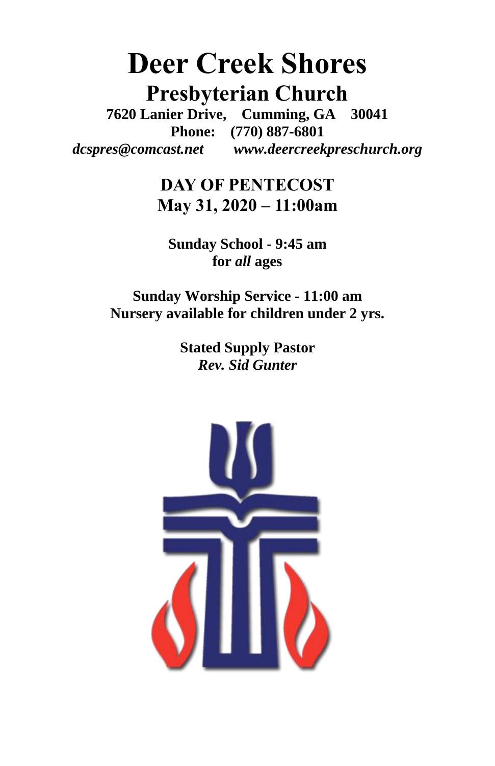# Deer Creek Shores

## Presbyterian Church

**7620 Lanier Drive, Cumming, GA 30041**
**Phone: (770) 887-6801**
***dcspres@comcast.net www.deercreekpreschurch.org***

**DAY OF PENTECOST**
**May 31, 2020 – 11:00am**

**Sunday School - 9:45 am**
**for *all* ages**

**Sunday Worship Service - 11:00 am**
**Nursery available for children under 2 yrs.**

**Stated Supply Pastor**
***Rev. Sid Gunter***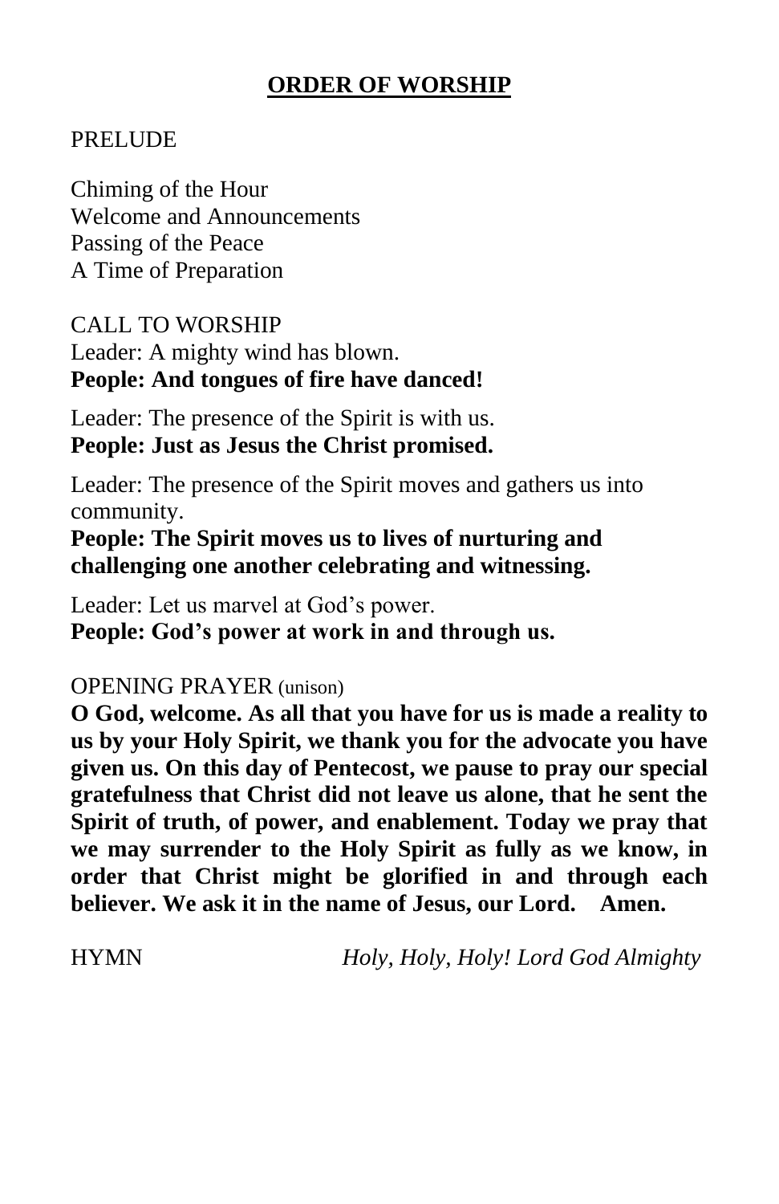## ORDER OF WORSHIP

PRELUDE

Chiming of the Hour
Welcome and Announcements
Passing of the Peace
A Time of Preparation

CALL TO WORSHIP
Leader: A mighty wind has blown.
**People: And tongues of fire have danced!**

Leader: The presence of the Spirit is with us.
**People: Just as Jesus the Christ promised.**

Leader: The presence of the Spirit moves and gathers us into community.
**People: The Spirit moves us to lives of nurturing and challenging one another celebrating and witnessing.**

Leader: Let us marvel at God's power.
**People: God's power at work in and through us.**

OPENING PRAYER (unison)
**O God, welcome. As all that you have for us is made a reality to us by your Holy Spirit, we thank you for the advocate you have given us. On this day of Pentecost, we pause to pray our special gratefulness that Christ did not leave us alone, that he sent the Spirit of truth, of power, and enablement. Today we pray that we may surrender to the Holy Spirit as fully as we know, in order that Christ might be glorified in and through each believer. We ask it in the name of Jesus, our Lord. Amen.**

HYMN *Holy, Holy, Holy! Lord God Almighty*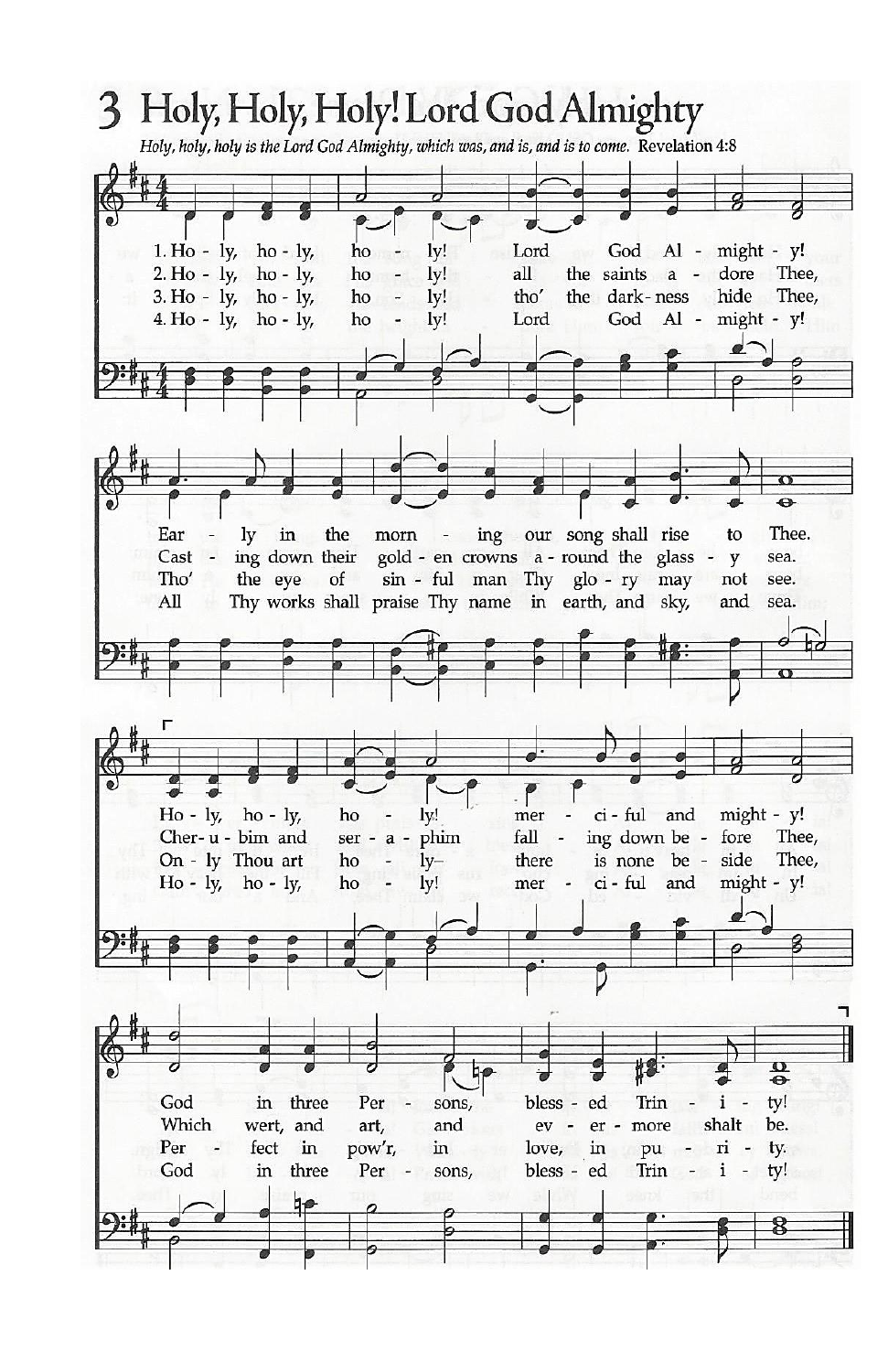# 3 Holy, Holy, Holy! Lord God Almighty

*Holy, holy, holy is the Lord God Almighty, which was, and is, and is to come.* Revelation 4:8

1. Holy, holy, holy! Lord God Almighty!
Early in the morning our song shall rise to Thee.
Holy, holy, holy! merciful and mighty!
God in three Persons, blessed Trinity!

2. Holy, holy, holy! all the saints adore Thee,
Casting down their golden crowns around the glassy sea.
Cherubim and seraphim falling down before Thee,
Which wert, and art, and evermore shalt be.

3. Holy, holy, holy! tho' the darkness hide Thee,
Tho' the eye of sinful man Thy glory may not see.
Only Thou art holy– there is none beside Thee,
Perfect in pow'r, in love, in purity.

4. Holy, holy, holy! Lord God Almighty!
All Thy works shall praise Thy name in earth, and sky, and sea.
Holy, holy, holy! merciful and mighty!
God in three Persons, blessed Trinity!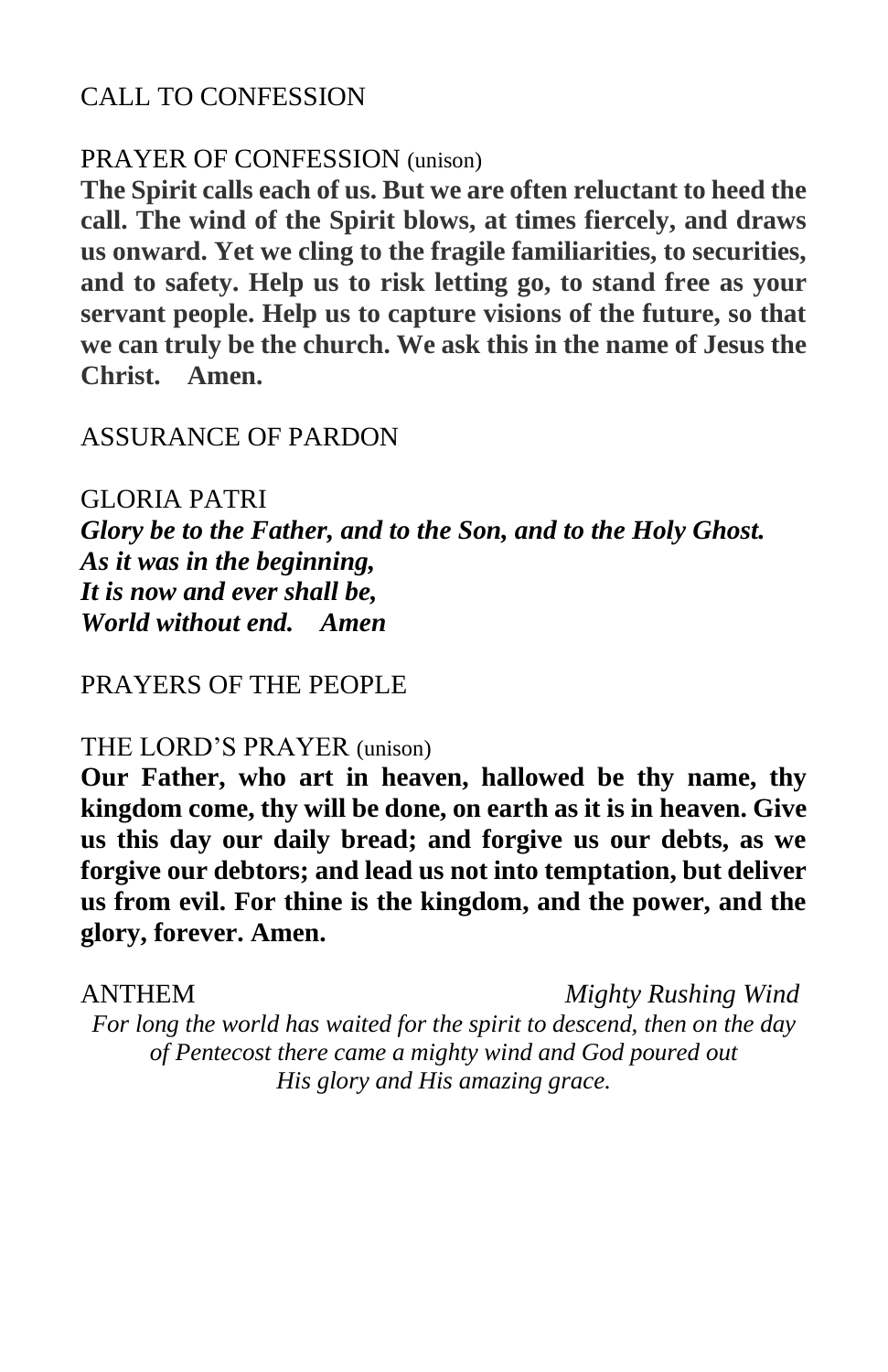CALL TO CONFESSION

PRAYER OF CONFESSION (unison)

**The Spirit calls each of us. But we are often reluctant to heed the call. The wind of the Spirit blows, at times fiercely, and draws us onward. Yet we cling to the fragile familiarities, to securities, and to safety. Help us to risk letting go, to stand free as your servant people. Help us to capture visions of the future, so that we can truly be the church. We ask this in the name of Jesus the Christ. Amen.**

ASSURANCE OF PARDON

GLORIA PATRI

***Glory be to the Father, and to the Son, and to the Holy Ghost.***
***As it was in the beginning,***
***It is now and ever shall be,***
***World without end. Amen***

PRAYERS OF THE PEOPLE

THE LORD'S PRAYER (unison)

**Our Father, who art in heaven, hallowed be thy name, thy kingdom come, thy will be done, on earth as it is in heaven. Give us this day our daily bread; and forgive us our debts, as we forgive our debtors; and lead us not into temptation, but deliver us from evil. For thine is the kingdom, and the power, and the glory, forever. Amen.**

ANTHEM *Mighty Rushing Wind*

*For long the world has waited for the spirit to descend, then on the day of Pentecost there came a mighty wind and God poured out His glory and His amazing grace.*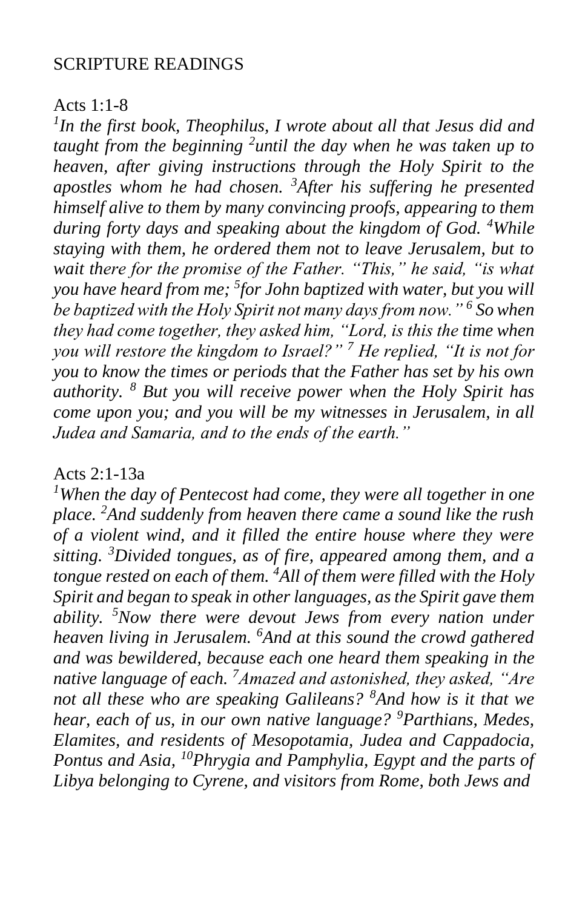## SCRIPTURE READINGS

Acts 1:1-8

*[1]In the first book, Theophilus, I wrote about all that Jesus did and taught from the beginning [2]until the day when he was taken up to heaven, after giving instructions through the Holy Spirit to the apostles whom he had chosen. [3]After his suffering he presented himself alive to them by many convincing proofs, appearing to them during forty days and speaking about the kingdom of God. [4]While staying with them, he ordered them not to leave Jerusalem, but to wait there for the promise of the Father. "This," he said, "is what you have heard from me; [5]for John baptized with water, but you will be baptized with the Holy Spirit not many days from now." [6] So when they had come together, they asked him, "Lord, is this the time when you will restore the kingdom to Israel?" [7] He replied, "It is not for you to know the times or periods that the Father has set by his own authority. [8] But you will receive power when the Holy Spirit has come upon you; and you will be my witnesses in Jerusalem, in all Judea and Samaria, and to the ends of the earth."*

Acts 2:1-13a

*[1]When the day of Pentecost had come, they were all together in one place. [2]And suddenly from heaven there came a sound like the rush of a violent wind, and it filled the entire house where they were sitting. [3]Divided tongues, as of fire, appeared among them, and a tongue rested on each of them. [4]All of them were filled with the Holy Spirit and began to speak in other languages, as the Spirit gave them ability. [5]Now there were devout Jews from every nation under heaven living in Jerusalem. [6]And at this sound the crowd gathered and was bewildered, because each one heard them speaking in the native language of each. [7]Amazed and astonished, they asked, "Are not all these who are speaking Galileans? [8]And how is it that we hear, each of us, in our own native language? [9]Parthians, Medes, Elamites, and residents of Mesopotamia, Judea and Cappadocia, Pontus and Asia, [10]Phrygia and Pamphylia, Egypt and the parts of Libya belonging to Cyrene, and visitors from Rome, both Jews and*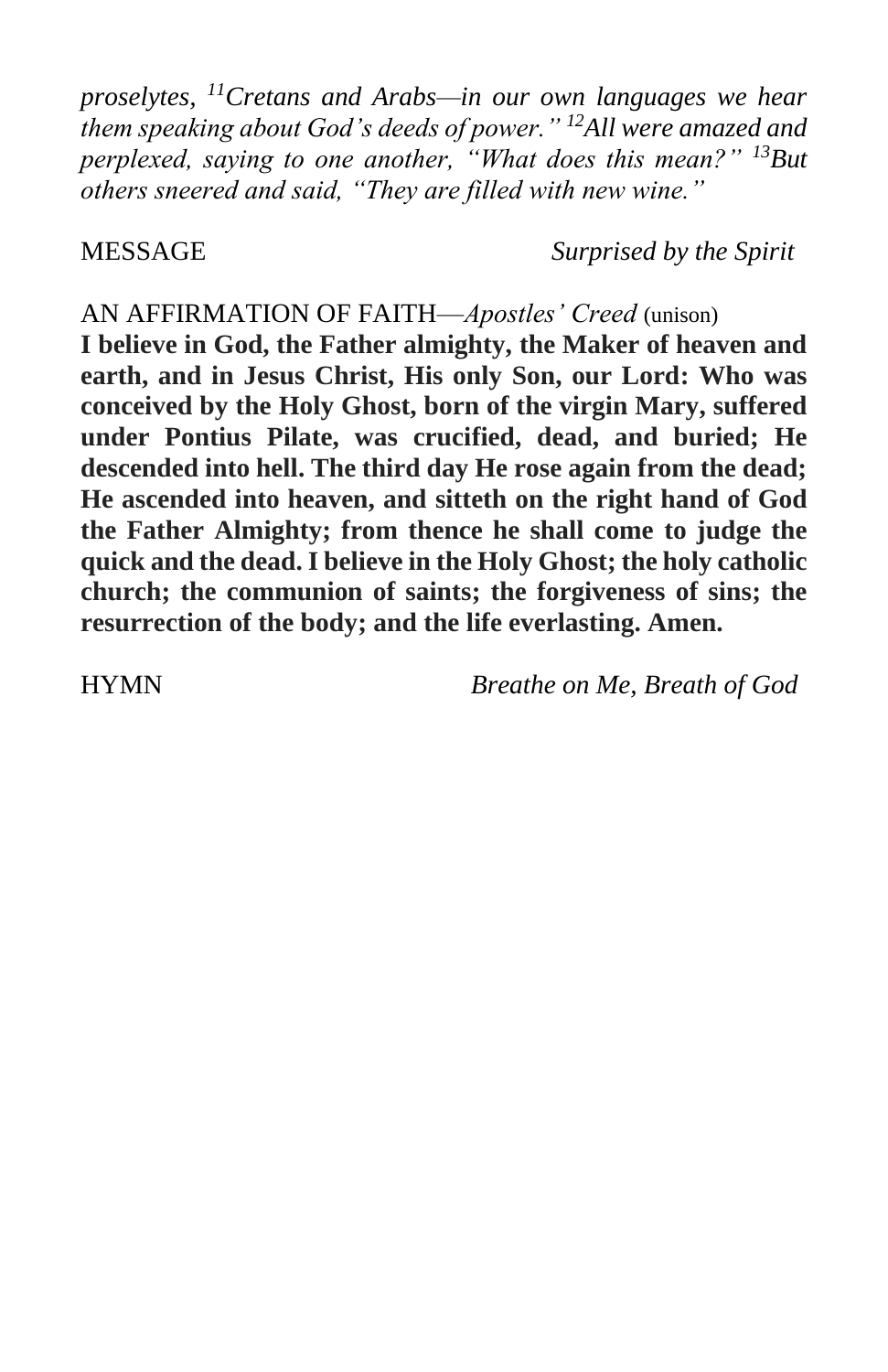*proselytes, [11]Cretans and Arabs—in our own languages we hear them speaking about God's deeds of power." [12]All were amazed and perplexed, saying to one another, "What does this mean?" [13]But others sneered and said, "They are filled with new wine."*

MESSAGE *Surprised by the Spirit*

AN AFFIRMATION OF FAITH—*Apostles' Creed* (unison)

**I believe in God, the Father almighty, the Maker of heaven and earth, and in Jesus Christ, His only Son, our Lord: Who was conceived by the Holy Ghost, born of the virgin Mary, suffered under Pontius Pilate, was crucified, dead, and buried; He descended into hell. The third day He rose again from the dead; He ascended into heaven, and sitteth on the right hand of God the Father Almighty; from thence he shall come to judge the quick and the dead. I believe in the Holy Ghost; the holy catholic church; the communion of saints; the forgiveness of sins; the resurrection of the body; and the life everlasting. Amen.**

HYMN *Breathe on Me, Breath of God*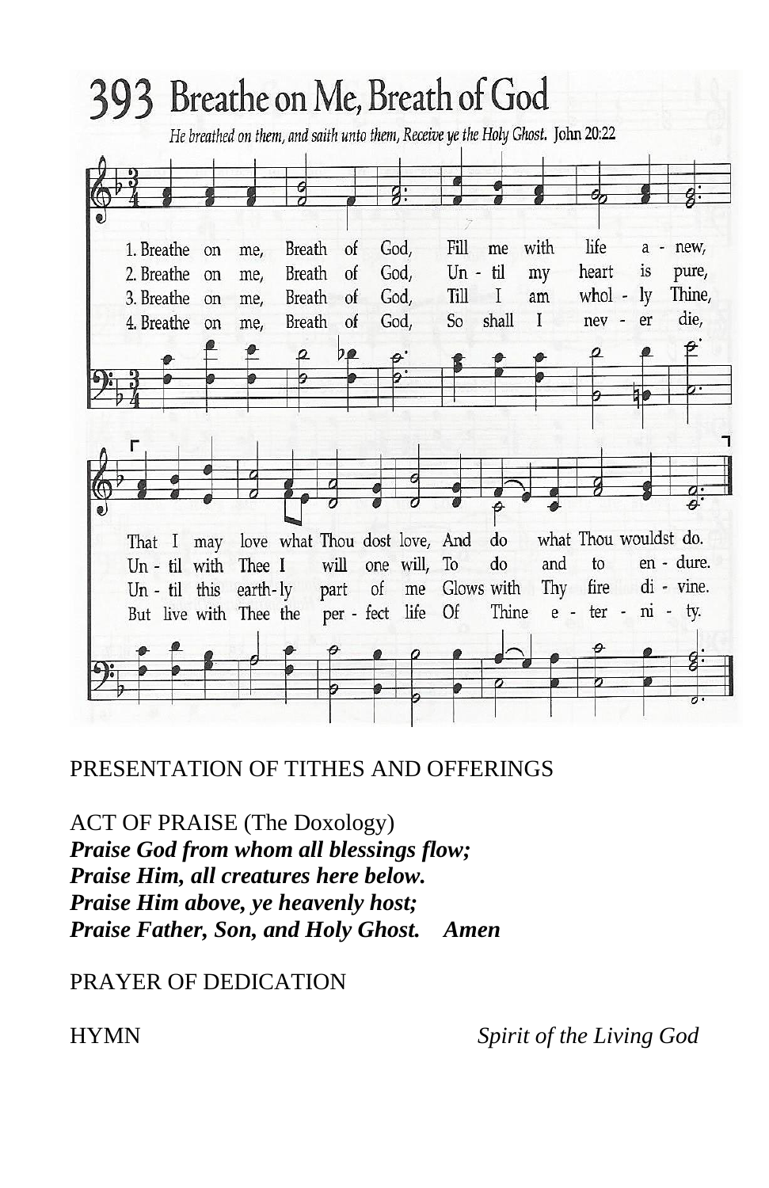## 393 Breathe on Me, Breath of God

*He breathed on them, and saith unto them, Receive ye the Holy Ghost.* John 20:22

1. Breathe on me, Breath of God, Fill me with life a - new,
That I may love what Thou dost love, And do what Thou wouldst do.

2. Breathe on me, Breath of God, Un - til my heart is pure,
Un - til with Thee I will one will, To do and to en - dure.

3. Breathe on me, Breath of God, Till I am whol - ly Thine,
Un - til this earth-ly part of me Glows with Thy fire di - vine.

4. Breathe on me, Breath of God, So shall I nev - er die,
But live with Thee the per - fect life Of Thine e - ter - ni - ty.

PRESENTATION OF TITHES AND OFFERINGS

ACT OF PRAISE (The Doxology)
***Praise God from whom all blessings flow;***
***Praise Him, all creatures here below.***
***Praise Him above, ye heavenly host;***
***Praise Father, Son, and Holy Ghost. Amen***

PRAYER OF DEDICATION

HYMN *Spirit of the Living God*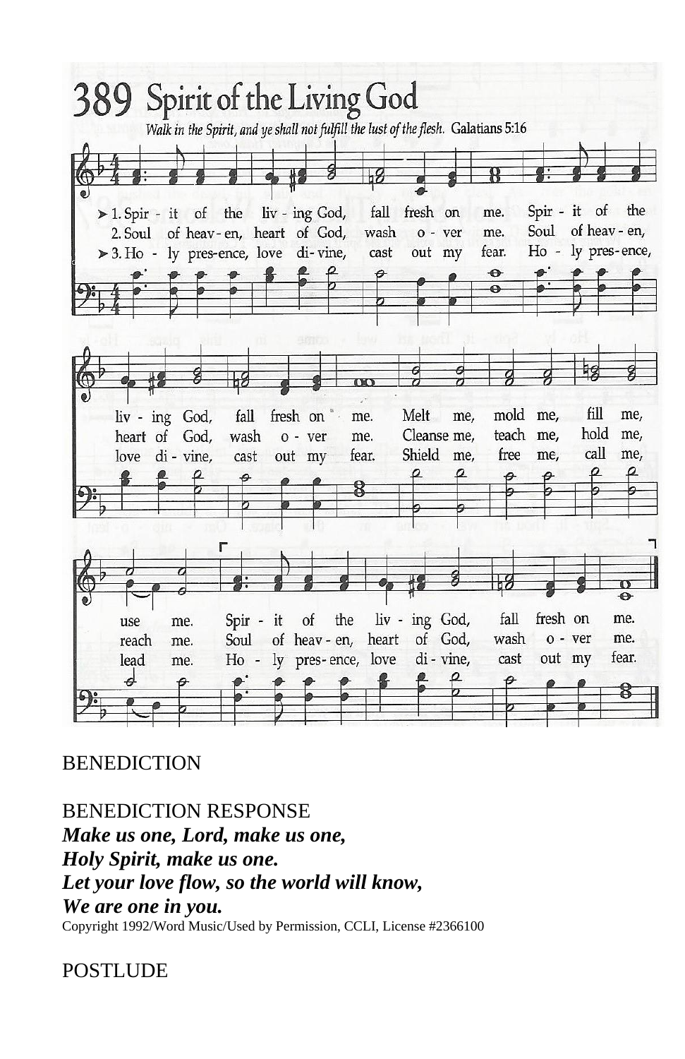# 389 Spirit of the Living God

*Walk in the Spirit, and ye shall not fulfill the lust of the flesh.* Galatians 5:16

1. Spirit of the living God, fall fresh on me. Spirit of the living God, fall fresh on me. Melt me, mold me, fill me, use me. Spirit of the living God, fall fresh on me.

2. Soul of heaven, heart of God, wash over me. Soul of heaven, heart of God, wash over me. Cleanse me, teach me, hold me, reach me. Soul of heaven, heart of God, wash over me.

3. Holy presence, love divine, cast out my fear. Holy presence, love divine, cast out my fear. Shield me, free me, call me, lead me. Holy presence, love divine, cast out my fear.

BENEDICTION

BENEDICTION RESPONSE

***Make us one, Lord, make us one,***
***Holy Spirit, make us one.***
***Let your love flow, so the world will know,***
***We are one in you.***

Copyright 1992/Word Music/Used by Permission, CCLI, License #2366100

POSTLUDE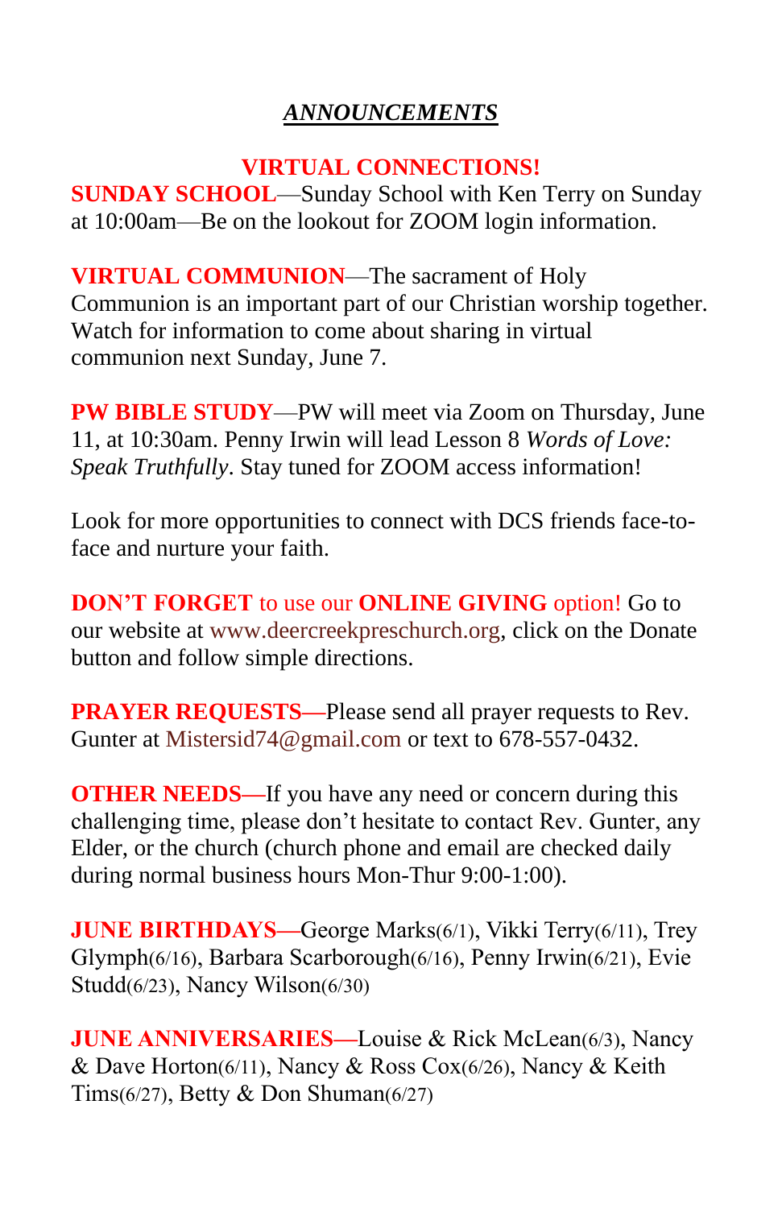# *ANNOUNCEMENTS*

## VIRTUAL CONNECTIONS!

**SUNDAY SCHOOL**—Sunday School with Ken Terry on Sunday at 10:00am—Be on the lookout for ZOOM login information.

**VIRTUAL COMMUNION**—The sacrament of Holy Communion is an important part of our Christian worship together. Watch for information to come about sharing in virtual communion next Sunday, June 7.

**PW BIBLE STUDY**—PW will meet via Zoom on Thursday, June 11, at 10:30am. Penny Irwin will lead Lesson 8 *Words of Love: Speak Truthfully*. Stay tuned for ZOOM access information!

Look for more opportunities to connect with DCS friends face-to-face and nurture your faith.

**DON'T FORGET** to use our **ONLINE GIVING** option! Go to our website at www.deercreekpreschurch.org, click on the Donate button and follow simple directions.

**PRAYER REQUESTS**—Please send all prayer requests to Rev. Gunter at Mistersid74@gmail.com or text to 678-557-0432.

**OTHER NEEDS**—If you have any need or concern during this challenging time, please don't hesitate to contact Rev. Gunter, any Elder, or the church (church phone and email are checked daily during normal business hours Mon-Thur 9:00-1:00).

**JUNE BIRTHDAYS**—George Marks(6/1), Vikki Terry(6/11), Trey Glymph(6/16), Barbara Scarborough(6/16), Penny Irwin(6/21), Evie Studd(6/23), Nancy Wilson(6/30)

**JUNE ANNIVERSARIES**—Louise & Rick McLean(6/3), Nancy & Dave Horton(6/11), Nancy & Ross Cox(6/26), Nancy & Keith Tims(6/27), Betty & Don Shuman(6/27)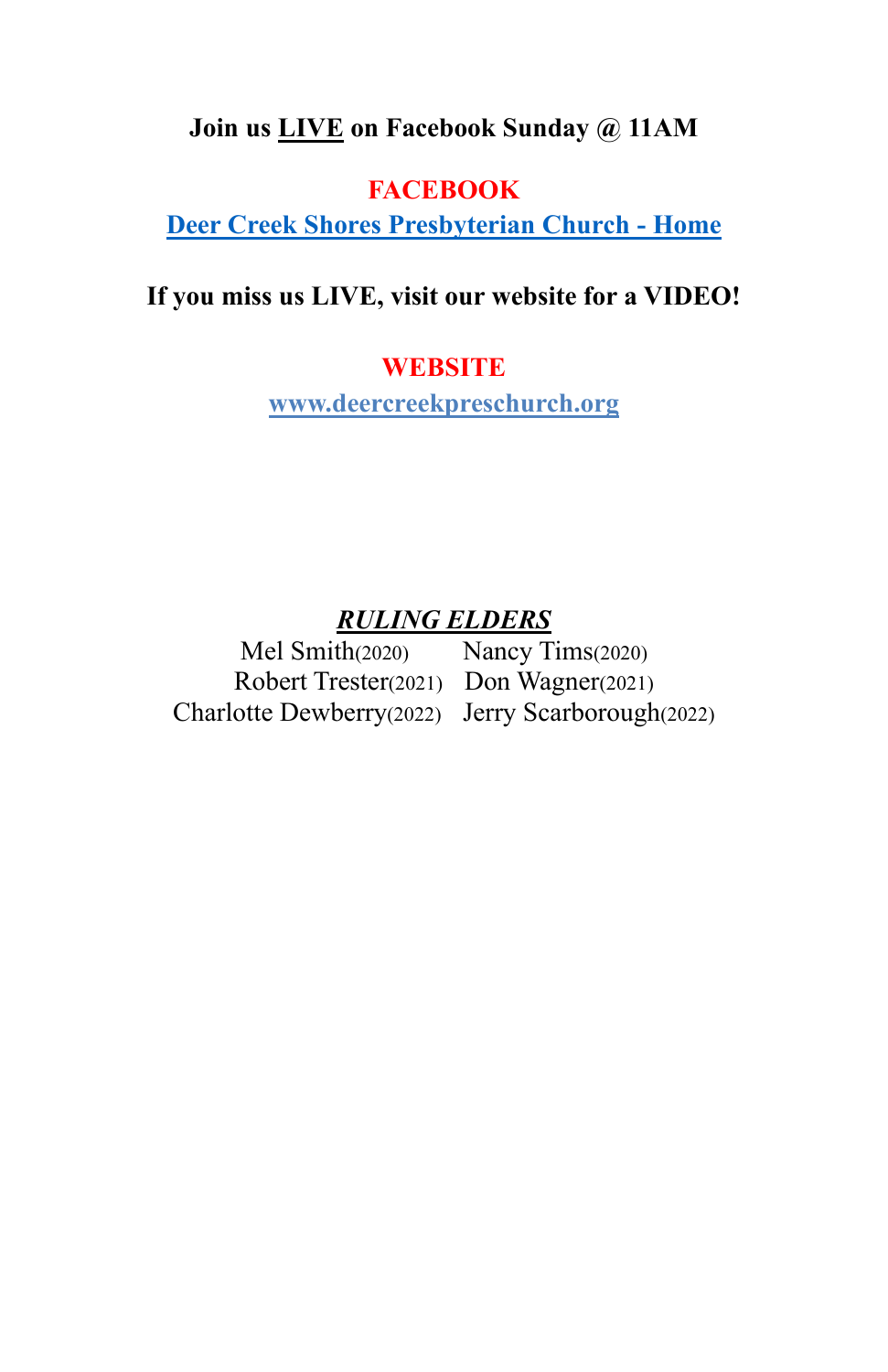**Join us <u>LIVE</u> on Facebook Sunday @ 11AM**

**FACEBOOK**

**[Deer Creek Shores Presbyterian Church - Home]**

**If you miss us LIVE, visit our website for a VIDEO!**

**WEBSITE**

**www.deercreekpreschurch.org**

***RULING ELDERS***

| | |
|---|---|
| Mel Smith(2020) | Nancy Tims(2020) |
| Robert Trester(2021) | Don Wagner(2021) |
| Charlotte Dewberry(2022) | Jerry Scarborough(2022) |